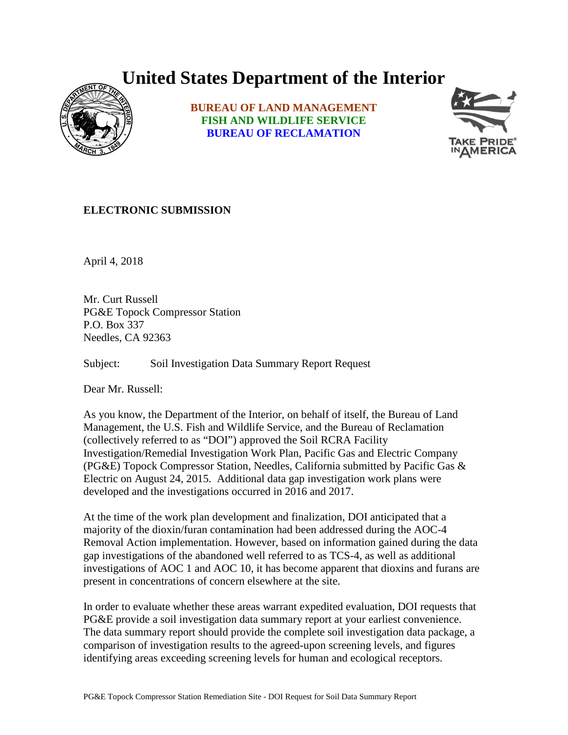# United States Department of the Interior

**BUREAU OF LAND MANAGEMENT**
**FISH AND WILDLIFE SERVICE**
**BUREAU OF RECLAMATION**

**ELECTRONIC SUBMISSION**

April 4, 2018

Mr. Curt Russell
PG&E Topock Compressor Station
P.O. Box 337
Needles, CA 92363

Subject: Soil Investigation Data Summary Report Request

Dear Mr. Russell:

As you know, the Department of the Interior, on behalf of itself, the Bureau of Land Management, the U.S. Fish and Wildlife Service, and the Bureau of Reclamation (collectively referred to as "DOI") approved the Soil RCRA Facility Investigation/Remedial Investigation Work Plan, Pacific Gas and Electric Company (PG&E) Topock Compressor Station, Needles, California submitted by Pacific Gas & Electric on August 24, 2015. Additional data gap investigation work plans were developed and the investigations occurred in 2016 and 2017.

At the time of the work plan development and finalization, DOI anticipated that a majority of the dioxin/furan contamination had been addressed during the AOC-4 Removal Action implementation. However, based on information gained during the data gap investigations of the abandoned well referred to as TCS-4, as well as additional investigations of AOC 1 and AOC 10, it has become apparent that dioxins and furans are present in concentrations of concern elsewhere at the site.

In order to evaluate whether these areas warrant expedited evaluation, DOI requests that PG&E provide a soil investigation data summary report at your earliest convenience. The data summary report should provide the complete soil investigation data package, a comparison of investigation results to the agreed-upon screening levels, and figures identifying areas exceeding screening levels for human and ecological receptors.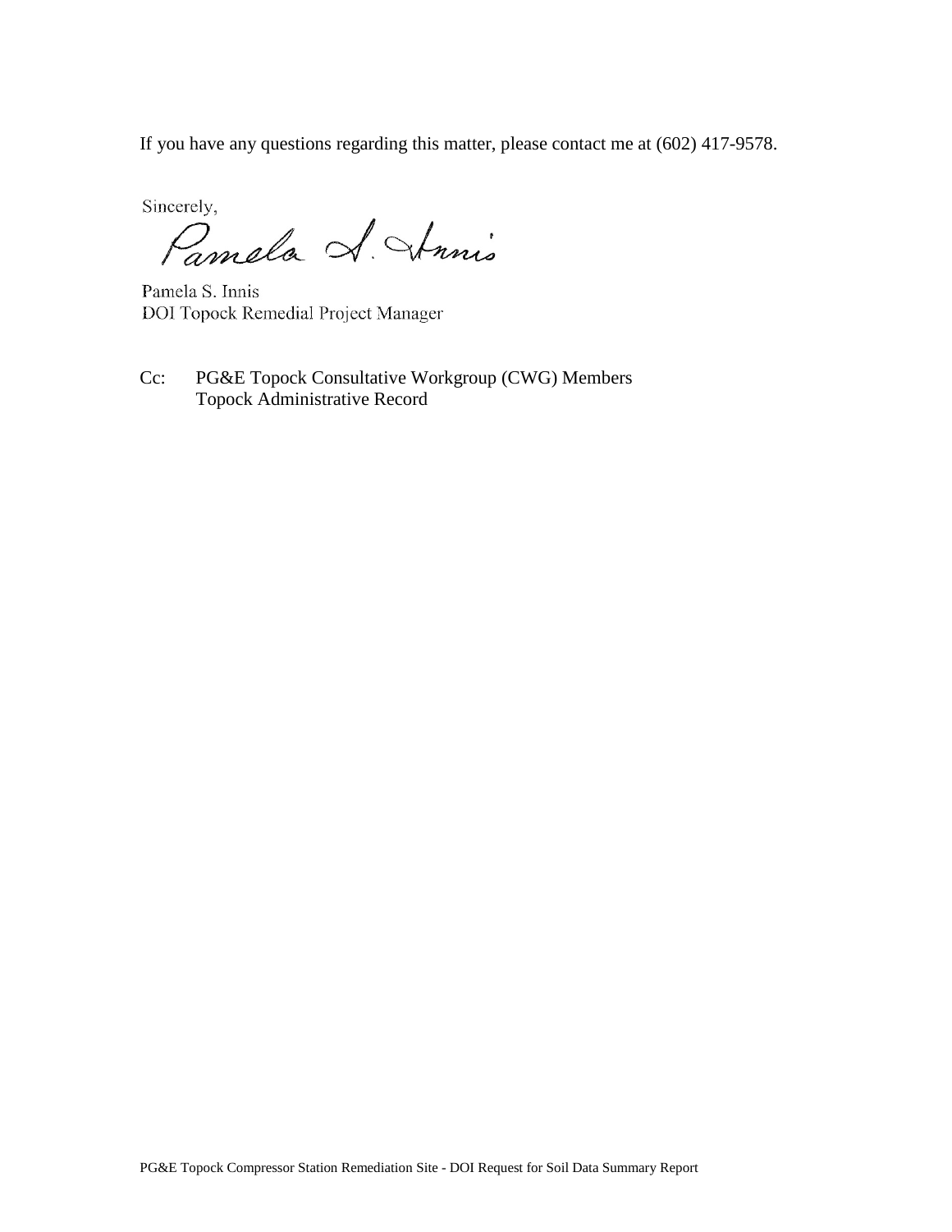If you have any questions regarding this matter, please contact me at (602) 417-9578.

Sincerely,

Pamela S. Innis

Pamela S. Innis
DOI Topock Remedial Project Manager

Cc: PG&E Topock Consultative Workgroup (CWG) Members
Topock Administrative Record